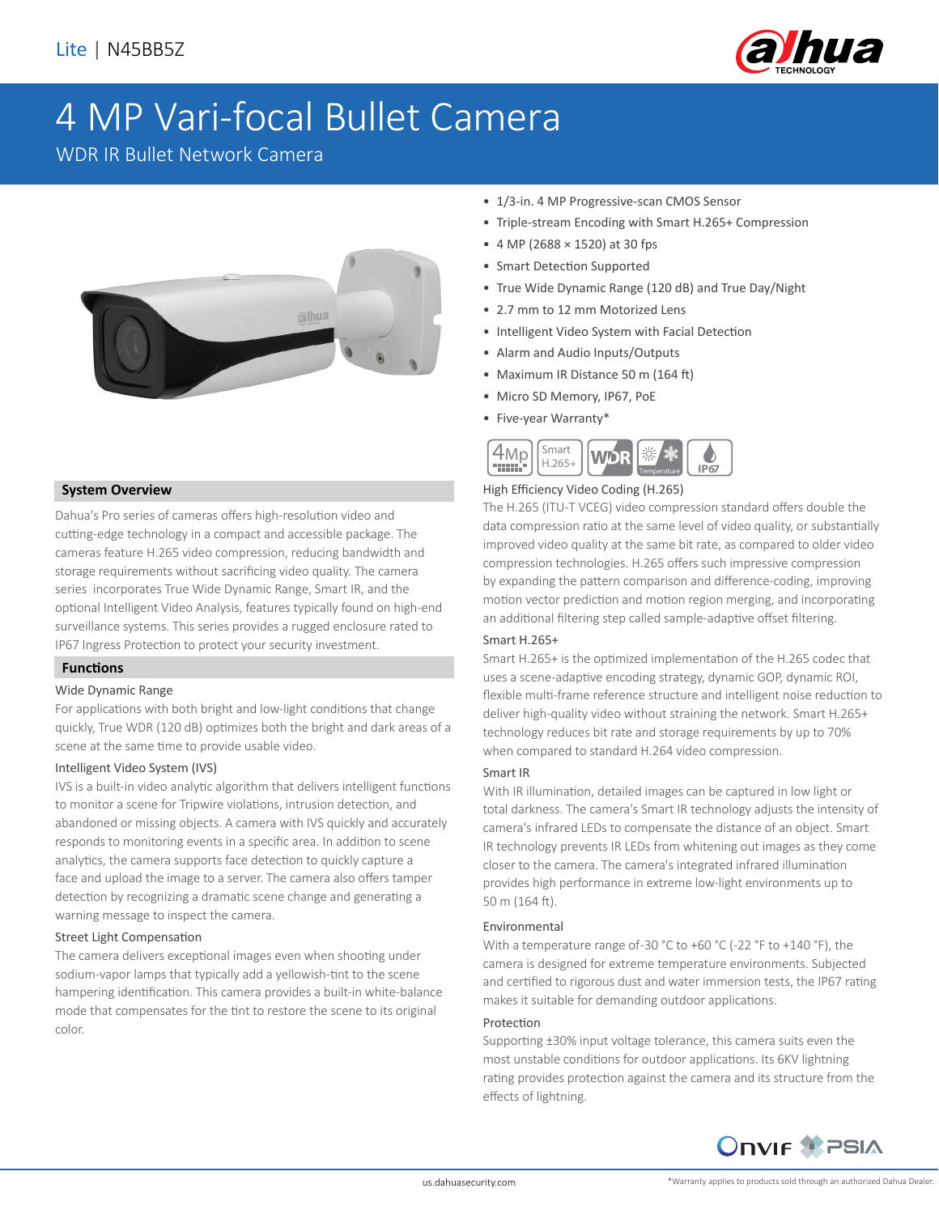Lite | N45BB5Z

# 4 MP Vari-focal Bullet Camera

WDR IR Bullet Network Camera

- 1/3-in. 4 MP Progressive-scan CMOS Sensor
- Triple-stream Encoding with Smart H.265+ Compression
- 4 MP (2688 × 1520) at 30 fps
- Smart Detection Supported
- True Wide Dynamic Range (120 dB) and True Day/Night
- 2.7 mm to 12 mm Motorized Lens
- Intelligent Video System with Facial Detection
- Alarm and Audio Inputs/Outputs
- Maximum IR Distance 50 m (164 ft)
- Micro SD Memory, IP67, PoE
- Five-year Warranty*

## System Overview

Dahua's Pro series of cameras offers high-resolution video and cutting-edge technology in a compact and accessible package. The cameras feature H.265 video compression, reducing bandwidth and storage requirements without sacrificing video quality. The camera series incorporates True Wide Dynamic Range, Smart IR, and the optional Intelligent Video Analysis, features typically found on high-end surveillance systems. This series provides a rugged enclosure rated to IP67 Ingress Protection to protect your security investment.

## Functions

### Wide Dynamic Range

For applications with both bright and low-light conditions that change quickly, True WDR (120 dB) optimizes both the bright and dark areas of a scene at the same time to provide usable video.

### Intelligent Video System (IVS)

IVS is a built-in video analytic algorithm that delivers intelligent functions to monitor a scene for Tripwire violations, intrusion detection, and abandoned or missing objects. A camera with IVS quickly and accurately responds to monitoring events in a specific area. In addition to scene analytics, the camera supports face detection to quickly capture a face and upload the image to a server. The camera also offers tamper detection by recognizing a dramatic scene change and generating a warning message to inspect the camera.

### Street Light Compensation

The camera delivers exceptional images even when shooting under sodium-vapor lamps that typically add a yellowish-tint to the scene hampering identification. This camera provides a built-in white-balance mode that compensates for the tint to restore the scene to its original color.

### High Efficiency Video Coding (H.265)

The H.265 (ITU-T VCEG) video compression standard offers double the data compression ratio at the same level of video quality, or substantially improved video quality at the same bit rate, as compared to older video compression technologies. H.265 offers such impressive compression by expanding the pattern comparison and difference-coding, improving motion vector prediction and motion region merging, and incorporating an additional filtering step called sample-adaptive offset filtering.

### Smart H.265+

Smart H.265+ is the optimized implementation of the H.265 codec that uses a scene-adaptive encoding strategy, dynamic GOP, dynamic ROI, flexible multi-frame reference structure and intelligent noise reduction to deliver high-quality video without straining the network. Smart H.265+ technology reduces bit rate and storage requirements by up to 70% when compared to standard H.264 video compression.

### Smart IR

With IR illumination, detailed images can be captured in low light or total darkness. The camera's Smart IR technology adjusts the intensity of camera's infrared LEDs to compensate the distance of an object. Smart IR technology prevents IR LEDs from whitening out images as they come closer to the camera. The camera's integrated infrared illumination provides high performance in extreme low-light environments up to 50 m (164 ft).

### Environmental

With a temperature range of-30 °C to +60 °C (-22 °F to +140 °F), the camera is designed for extreme temperature environments. Subjected and certified to rigorous dust and water immersion tests, the IP67 rating makes it suitable for demanding outdoor applications.

### Protection

Supporting ±30% input voltage tolerance, this camera suits even the most unstable conditions for outdoor applications. Its 6KV lightning rating provides protection against the camera and its structure from the effects of lightning.

*Warranty applies to products sold through an authorized Dahua Dealer.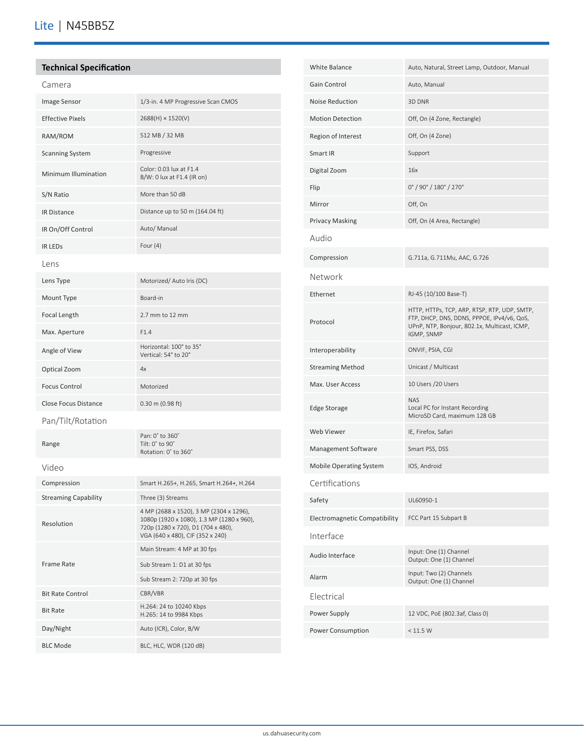## Technical Specification

### Camera

| | |
|---|---|
| Image Sensor | 1/3-in. 4 MP Progressive Scan CMOS |
| Effective Pixels | 2688(H) × 1520(V) |
| RAM/ROM | 512 MB / 32 MB |
| Scanning System | Progressive |
| Minimum Illumination | Color: 0.03 lux at F1.4<br>B/W: 0 lux at F1.4 (IR on) |
| S/N Ratio | More than 50 dB |
| IR Distance | Distance up to 50 m (164.04 ft) |
| IR On/Off Control | Auto/ Manual |
| IR LEDs | Four (4) |

### Lens

| | |
|---|---|
| Lens Type | Motorized/ Auto Iris (DC) |
| Mount Type | Board-in |
| Focal Length | 2.7 mm to 12 mm |
| Max. Aperture | F1.4 |
| Angle of View | Horizontal: 100° to 35°<br>Vertical: 54° to 20° |
| Optical Zoom | 4x |
| Focus Control | Motorized |
| Close Focus Distance | 0.30 m (0.98 ft) |

### Pan/Tilt/Rotation

| | |
|---|---|
| Range | Pan: 0° to 360°<br>Tilt: 0° to 90°<br>Rotation: 0° to 360° |

### Video

| | |
|---|---|
| Compression | Smart H.265+, H.265, Smart H.264+, H.264 |
| Streaming Capability | Three (3) Streams |
| Resolution | 4 MP (2688 x 1520), 3 MP (2304 x 1296), 1080p (1920 x 1080), 1.3 MP (1280 x 960), 720p (1280 x 720), D1 (704 x 480), VGA (640 x 480), CIF (352 x 240) |
| Frame Rate | Main Stream: 4 MP at 30 fps |
| | Sub Stream 1: D1 at 30 fps |
| | Sub Stream 2: 720p at 30 fps |
| Bit Rate Control | CBR/VBR |
| Bit Rate | H.264: 24 to 10240 Kbps<br>H.265: 14 to 9984 Kbps |
| Day/Night | Auto (ICR), Color, B/W |
| BLC Mode | BLC, HLC, WDR (120 dB) |
| White Balance | Auto, Natural, Street Lamp, Outdoor, Manual |
| Gain Control | Auto, Manual |
| Noise Reduction | 3D DNR |
| Motion Detection | Off, On (4 Zone, Rectangle) |
| Region of Interest | Off, On (4 Zone) |
| Smart IR | Support |
| Digital Zoom | 16x |
| Flip | 0° / 90° / 180° / 270° |
| Mirror | Off, On |
| Privacy Masking | Off, On (4 Area, Rectangle) |

### Audio

| | |
|---|---|
| Compression | G.711a, G.711Mu, AAC, G.726 |

### Network

| | |
|---|---|
| Ethernet | RJ-45 (10/100 Base-T) |
| Protocol | HTTP, HTTPs, TCP, ARP, RTSP, RTP, UDP, SMTP, FTP, DHCP, DNS, DDNS, PPPOE, IPv4/v6, QoS, UPnP, NTP, Bonjour, 802.1x, Multicast, ICMP, IGMP, SNMP |
| Interoperability | ONVIF, PSIA, CGI |
| Streaming Method | Unicast / Multicast |
| Max. User Access | 10 Users /20 Users |
| Edge Storage | NAS<br>Local PC for Instant Recording<br>MicroSD Card, maximum 128 GB |
| Web Viewer | IE, Firefox, Safari |
| Management Software | Smart PSS, DSS |
| Mobile Operating System | IOS, Android |

### Certifications

| | |
|---|---|
| Safety | UL60950-1 |
| Electromagnetic Compatibility | FCC Part 15 Subpart B |

### Interface

| | |
|---|---|
| Audio Interface | Input: One (1) Channel<br>Output: One (1) Channel |
| Alarm | Input: Two (2) Channels<br>Output: One (1) Channel |

### Electrical

| | |
|---|---|
| Power Supply | 12 VDC, PoE (802.3af, Class 0) |
| Power Consumption | < 11.5 W |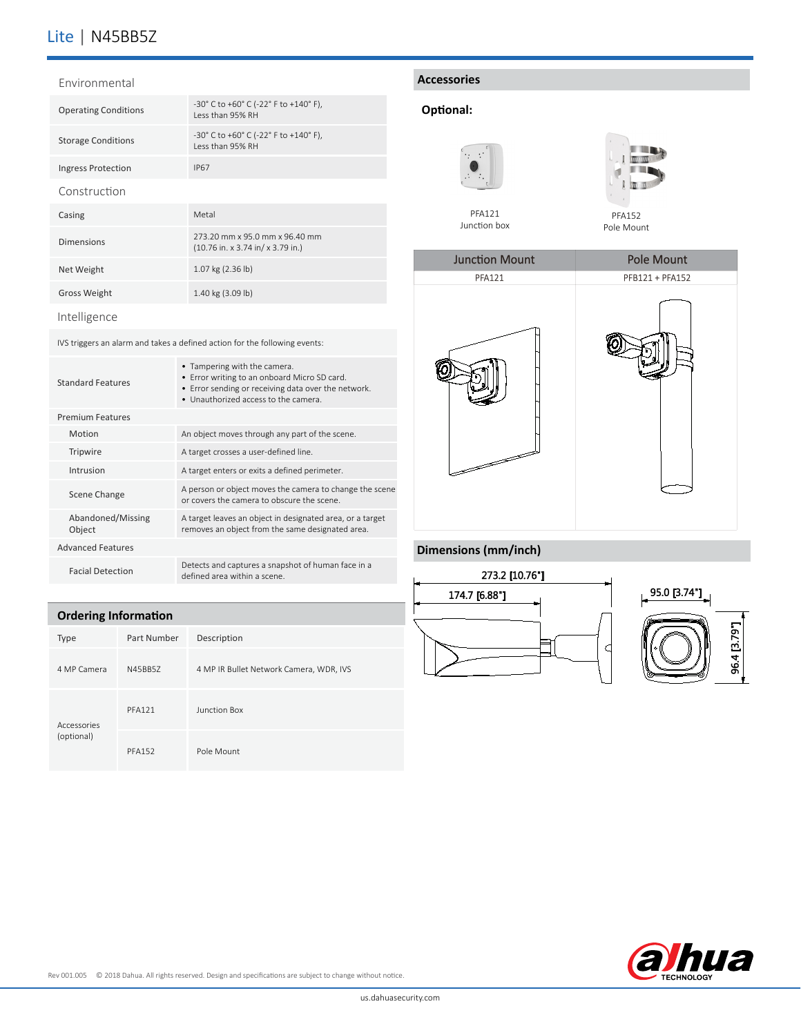## Environmental

| | |
|---|---|
| Operating Conditions | -30° C to +60° C (-22° F to +140° F), Less than 95% RH |
| Storage Conditions | -30° C to +60° C (-22° F to +140° F), Less than 95% RH |
| Ingress Protection | IP67 |

## Construction

| | |
|---|---|
| Casing | Metal |
| Dimensions | 273.20 mm x 95.0 mm x 96.40 mm (10.76 in. x 3.74 in/ x 3.79 in.) |
| Net Weight | 1.07 kg (2.36 lb) |
| Gross Weight | 1.40 kg (3.09 lb) |

## Intelligence

IVS triggers an alarm and takes a defined action for the following events:

| | |
|---|---|
| Standard Features | • Tampering with the camera.<br>• Error writing to an onboard Micro SD card.<br>• Error sending or receiving data over the network.<br>• Unauthorized access to the camera. |
| **Premium Features** | |
| Motion | An object moves through any part of the scene. |
| Tripwire | A target crosses a user-defined line. |
| Intrusion | A target enters or exits a defined perimeter. |
| Scene Change | A person or object moves the camera to change the scene or covers the camera to obscure the scene. |
| Abandoned/Missing Object | A target leaves an object in designated area, or a target removes an object from the same designated area. |
| **Advanced Features** | |
| Facial Detection | Detects and captures a snapshot of human face in a defined area within a scene. |

## Ordering Information

| Type | Part Number | Description |
|---|---|---|
| 4 MP Camera | N45BB5Z | 4 MP IR Bullet Network Camera, WDR, IVS |
| Accessories (optional) | PFA121 | Junction Box |
| | PFA152 | Pole Mount |

## Accessories

**Optional:**

PFA121
Junction box

PFA152
Pole Mount

| Junction Mount | Pole Mount |
|---|---|
| PFA121 | PFB121 + PFA152 |

## Dimensions (mm/inch)

273.2 [10.76"]
174.7 [6.88"]
95.0 [3.74"]
96.4 [3.79"]

Rev 001.005 © 2018 Dahua. All rights reserved. Design and specifications are subject to change without notice.

us.dahuasecurity.com